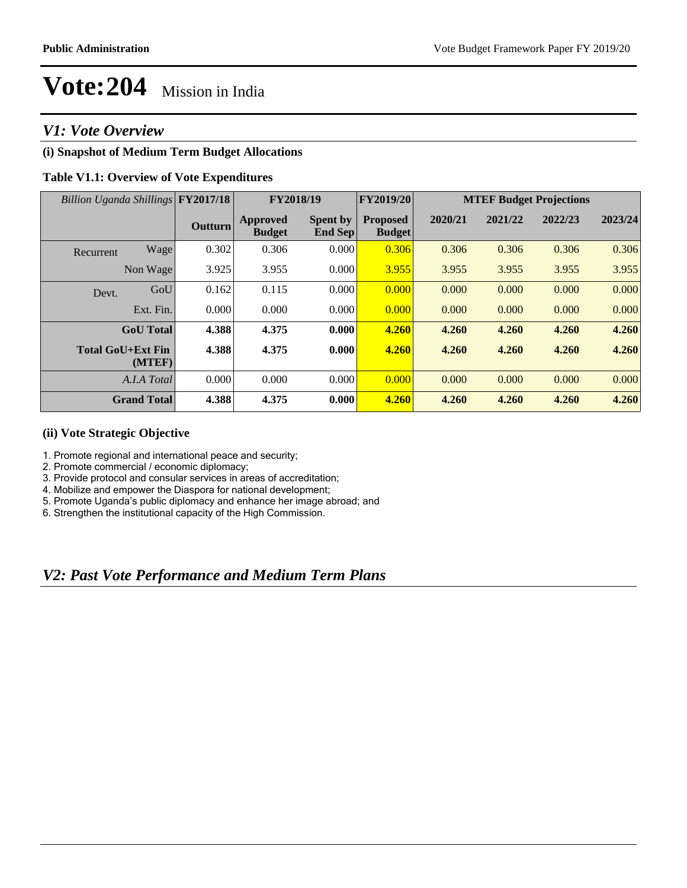# Vote:204 Mission in India

## V1: Vote Overview

### (i) Snapshot of Medium Term Budget Allocations

**Table V1.1: Overview of Vote Expenditures**

| *Billion Uganda Shillings* | | FY2017/18 | FY2018/19 | | FY2019/20 | MTEF Budget Projections | | | |
|---|---|---|---|---|---|---|---|---|---|
| | | Outturn | Approved Budget | Spent by End Sep | Proposed Budget | 2020/21 | 2021/22 | 2022/23 | 2023/24 |
| Recurrent | Wage | 0.302 | 0.306 | 0.000 | 0.306 | 0.306 | 0.306 | 0.306 | 0.306 |
| | Non Wage | 3.925 | 3.955 | 0.000 | 3.955 | 3.955 | 3.955 | 3.955 | 3.955 |
| Devt. | GoU | 0.162 | 0.115 | 0.000 | 0.000 | 0.000 | 0.000 | 0.000 | 0.000 |
| | Ext. Fin. | 0.000 | 0.000 | 0.000 | 0.000 | 0.000 | 0.000 | 0.000 | 0.000 |
| **GoU Total** | | **4.388** | **4.375** | **0.000** | **4.260** | **4.260** | **4.260** | **4.260** | **4.260** |
| **Total GoU+Ext Fin (MTEF)** | | **4.388** | **4.375** | **0.000** | **4.260** | **4.260** | **4.260** | **4.260** | **4.260** |
| *A.I.A Total* | | 0.000 | 0.000 | 0.000 | 0.000 | 0.000 | 0.000 | 0.000 | 0.000 |
| **Grand Total** | | **4.388** | **4.375** | **0.000** | **4.260** | **4.260** | **4.260** | **4.260** | **4.260** |

### (ii) Vote Strategic Objective

1. Promote regional and international peace and security;
2. Promote commercial / economic diplomacy;
3. Provide protocol and consular services in areas of accreditation;
4. Mobilize and empower the Diaspora for national development;
5. Promote Uganda's public diplomacy and enhance her image abroad; and
6. Strengthen the institutional capacity of the High Commission.

## V2: Past Vote Performance and Medium Term Plans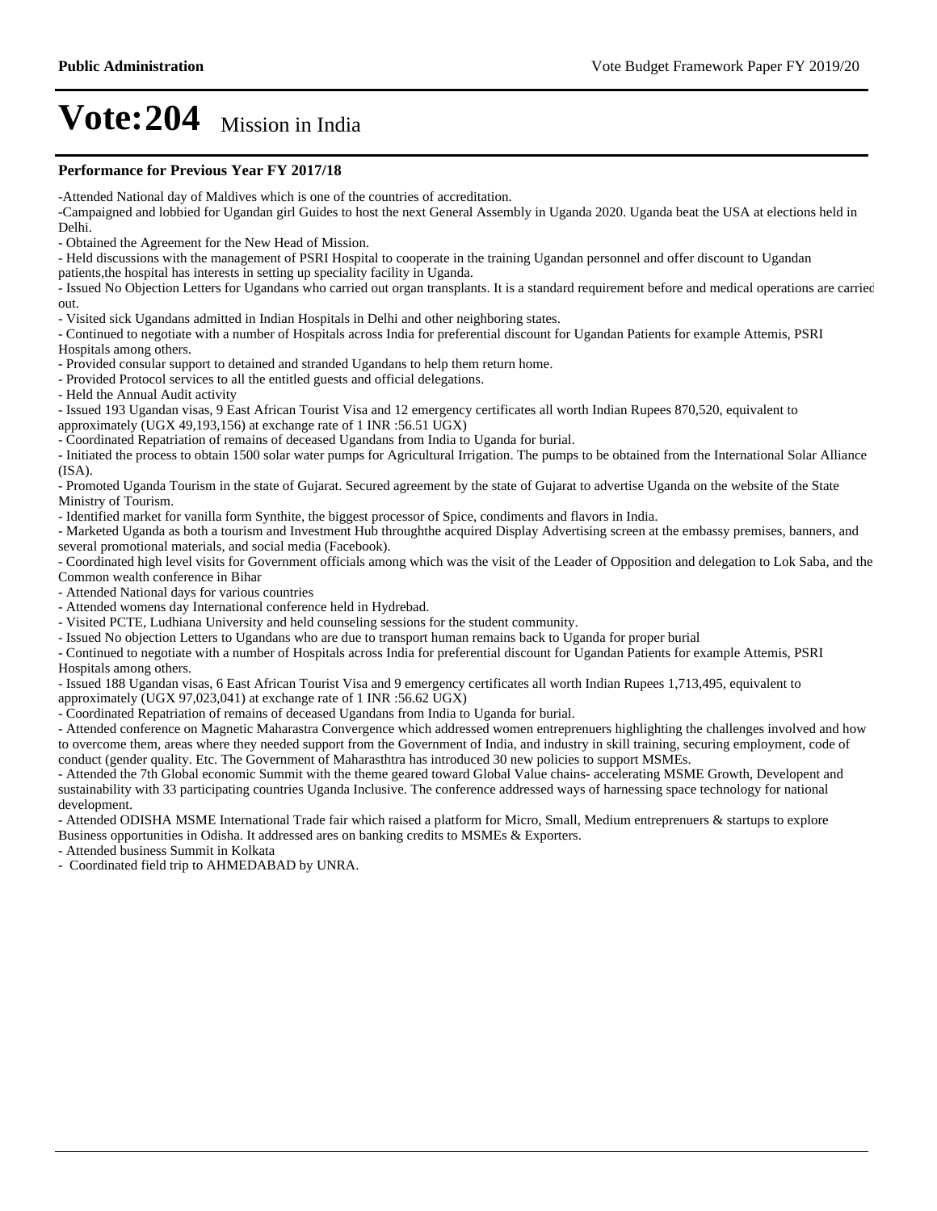# Vote:204 Mission in India

**Performance for Previous Year FY 2017/18**

-Attended National day of Maldives which is one of the countries of accreditation.

-Campaigned and lobbied for Ugandan girl Guides to host the next General Assembly in Uganda 2020. Uganda beat the USA at elections held in Delhi.

- Obtained the Agreement for the New Head of Mission.
- Held discussions with the management of PSRI Hospital to cooperate in the training Ugandan personnel and offer discount to Ugandan patients,the hospital has interests in setting up speciality facility in Uganda.
- Issued No Objection Letters for Ugandans who carried out organ transplants. It is a standard requirement before and medical operations are carried out.
- Visited sick Ugandans admitted in Indian Hospitals in Delhi and other neighboring states.
- Continued to negotiate with a number of Hospitals across India for preferential discount for Ugandan Patients for example Attemis, PSRI Hospitals among others.
- Provided consular support to detained and stranded Ugandans to help them return home.
- Provided Protocol services to all the entitled guests and official delegations.
- Held the Annual Audit activity
- Issued 193 Ugandan visas, 9 East African Tourist Visa and 12 emergency certificates all worth Indian Rupees 870,520, equivalent to approximately (UGX 49,193,156) at exchange rate of 1 INR :56.51 UGX)
- Coordinated Repatriation of remains of deceased Ugandans from India to Uganda for burial.
- Initiated the process to obtain 1500 solar water pumps for Agricultural Irrigation. The pumps to be obtained from the International Solar Alliance (ISA).
- Promoted Uganda Tourism in the state of Gujarat. Secured agreement by the state of Gujarat to advertise Uganda on the website of the State Ministry of Tourism.
- Identified market for vanilla form Synthite, the biggest processor of Spice, condiments and flavors in India.
- Marketed Uganda as both a tourism and Investment Hub throughthe acquired Display Advertising screen at the embassy premises, banners, and several promotional materials, and social media (Facebook).
- Coordinated high level visits for Government officials among which was the visit of the Leader of Opposition and delegation to Lok Saba, and the Common wealth conference in Bihar
- Attended National days for various countries
- Attended womens day International conference held in Hydrebad.
- Visited PCTE, Ludhiana University and held counseling sessions for the student community.
- Issued No objection Letters to Ugandans who are due to transport human remains back to Uganda for proper burial
- Continued to negotiate with a number of Hospitals across India for preferential discount for Ugandan Patients for example Attemis, PSRI Hospitals among others.
- Issued 188 Ugandan visas, 6 East African Tourist Visa and 9 emergency certificates all worth Indian Rupees 1,713,495, equivalent to approximately (UGX 97,023,041) at exchange rate of 1 INR :56.62 UGX)
- Coordinated Repatriation of remains of deceased Ugandans from India to Uganda for burial.
- Attended conference on Magnetic Maharastra Convergence which addressed women entreprenuers highlighting the challenges involved and how to overcome them, areas where they needed support from the Government of India, and industry in skill training, securing employment, code of conduct (gender quality. Etc. The Government of Maharasthtra has introduced 30 new policies to support MSMEs.
- Attended the 7th Global economic Summit with the theme geared toward Global Value chains- accelerating MSME Growth, Developent and sustainability with 33 participating countries Uganda Inclusive. The conference addressed ways of harnessing space technology for national development.
- Attended ODISHA MSME International Trade fair which raised a platform for Micro, Small, Medium entreprenuers & startups to explore Business opportunities in Odisha. It addressed ares on banking credits to MSMEs & Exporters.
- Attended business Summit in Kolkata
- Coordinated field trip to AHMEDABAD by UNRA.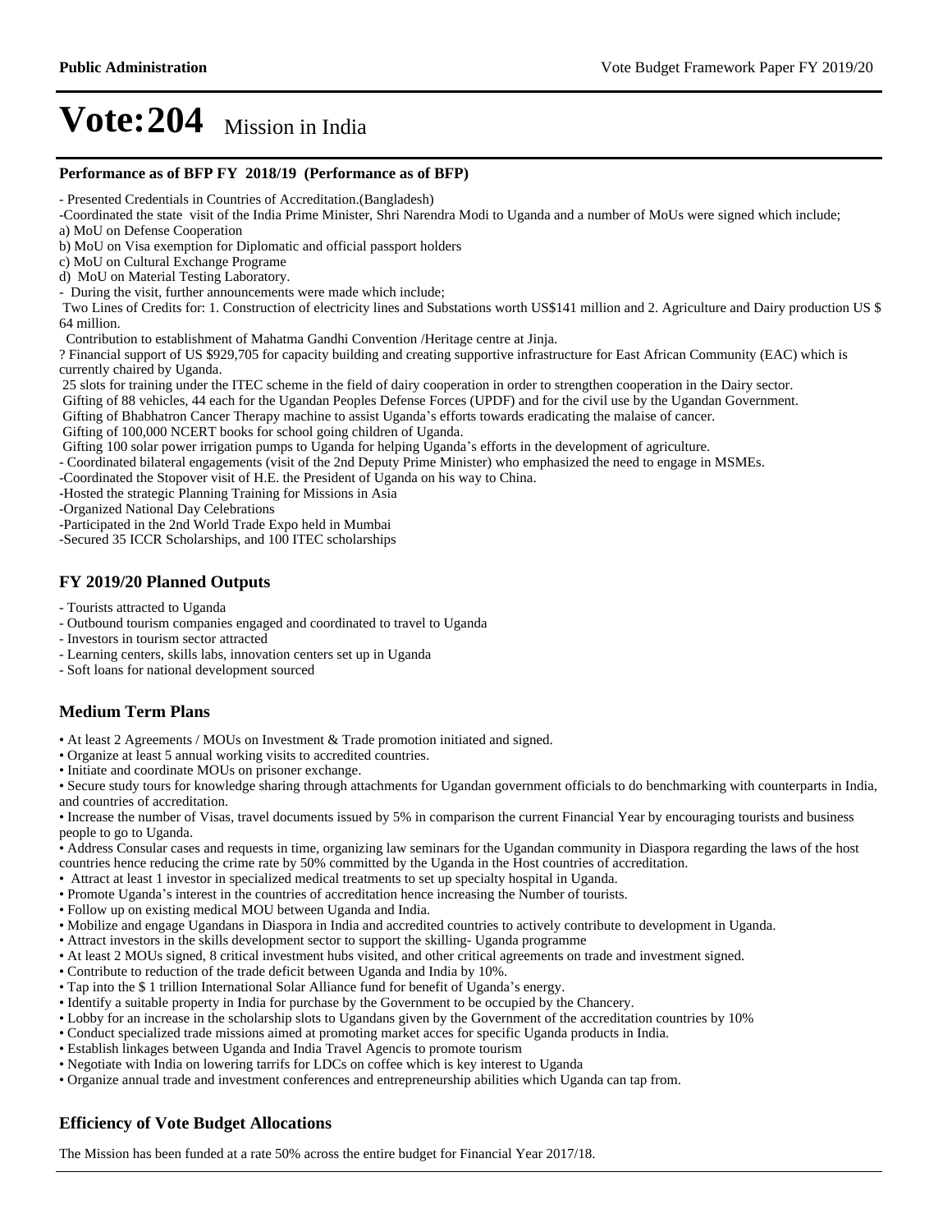# Vote:204 Mission in India

**Performance as of BFP FY 2018/19 (Performance as of BFP)**

- Presented Credentials in Countries of Accreditation.(Bangladesh)
-Coordinated the state visit of the India Prime Minister, Shri Narendra Modi to Uganda and a number of MoUs were signed which include;
a) MoU on Defense Cooperation
b) MoU on Visa exemption for Diplomatic and official passport holders
c) MoU on Cultural Exchange Programe
d) MoU on Material Testing Laboratory.
- During the visit, further announcements were made which include;
 Two Lines of Credits for: 1. Construction of electricity lines and Substations worth US$141 million and 2. Agriculture and Dairy production US $ 64 million.
 Contribution to establishment of Mahatma Gandhi Convention /Heritage centre at Jinja.
? Financial support of US $929,705 for capacity building and creating supportive infrastructure for East African Community (EAC) which is currently chaired by Uganda.
 25 slots for training under the ITEC scheme in the field of dairy cooperation in order to strengthen cooperation in the Dairy sector.
 Gifting of 88 vehicles, 44 each for the Ugandan Peoples Defense Forces (UPDF) and for the civil use by the Ugandan Government.
 Gifting of Bhabhatron Cancer Therapy machine to assist Uganda's efforts towards eradicating the malaise of cancer.
 Gifting of 100,000 NCERT books for school going children of Uganda.
 Gifting 100 solar power irrigation pumps to Uganda for helping Uganda's efforts in the development of agriculture.
- Coordinated bilateral engagements (visit of the 2nd Deputy Prime Minister) who emphasized the need to engage in MSMEs.
-Coordinated the Stopover visit of H.E. the President of Uganda on his way to China.
-Hosted the strategic Planning Training for Missions in Asia
-Organized National Day Celebrations
-Participated in the 2nd World Trade Expo held in Mumbai
-Secured 35 ICCR Scholarships, and 100 ITEC scholarships

## FY 2019/20 Planned Outputs

- Tourists attracted to Uganda
- Outbound tourism companies engaged and coordinated to travel to Uganda
- Investors in tourism sector attracted
- Learning centers, skills labs, innovation centers set up in Uganda
- Soft loans for national development sourced

## Medium Term Plans

• At least 2 Agreements / MOUs on Investment & Trade promotion initiated and signed.
• Organize at least 5 annual working visits to accredited countries.
• Initiate and coordinate MOUs on prisoner exchange.
• Secure study tours for knowledge sharing through attachments for Ugandan government officials to do benchmarking with counterparts in India, and countries of accreditation.
• Increase the number of Visas, travel documents issued by 5% in comparison the current Financial Year by encouraging tourists and business people to go to Uganda.
• Address Consular cases and requests in time, organizing law seminars for the Ugandan community in Diaspora regarding the laws of the host countries hence reducing the crime rate by 50% committed by the Uganda in the Host countries of accreditation.
• Attract at least 1 investor in specialized medical treatments to set up specialty hospital in Uganda.
• Promote Uganda's interest in the countries of accreditation hence increasing the Number of tourists.
• Follow up on existing medical MOU between Uganda and India.
• Mobilize and engage Ugandans in Diaspora in India and accredited countries to actively contribute to development in Uganda.
• Attract investors in the skills development sector to support the skilling- Uganda programme
• At least 2 MOUs signed, 8 critical investment hubs visited, and other critical agreements on trade and investment signed.
• Contribute to reduction of the trade deficit between Uganda and India by 10%.
• Tap into the $ 1 trillion International Solar Alliance fund for benefit of Uganda's energy.
• Identify a suitable property in India for purchase by the Government to be occupied by the Chancery.
• Lobby for an increase in the scholarship slots to Ugandans given by the Government of the accreditation countries by 10%
• Conduct specialized trade missions aimed at promoting market acces for specific Uganda products in India.
• Establish linkages between Uganda and India Travel Agencis to promote tourism
• Negotiate with India on lowering tarrifs for LDCs on coffee which is key interest to Uganda
• Organize annual trade and investment conferences and entrepreneurship abilities which Uganda can tap from.

## Efficiency of Vote Budget Allocations

The Mission has been funded at a rate 50% across the entire budget for Financial Year 2017/18.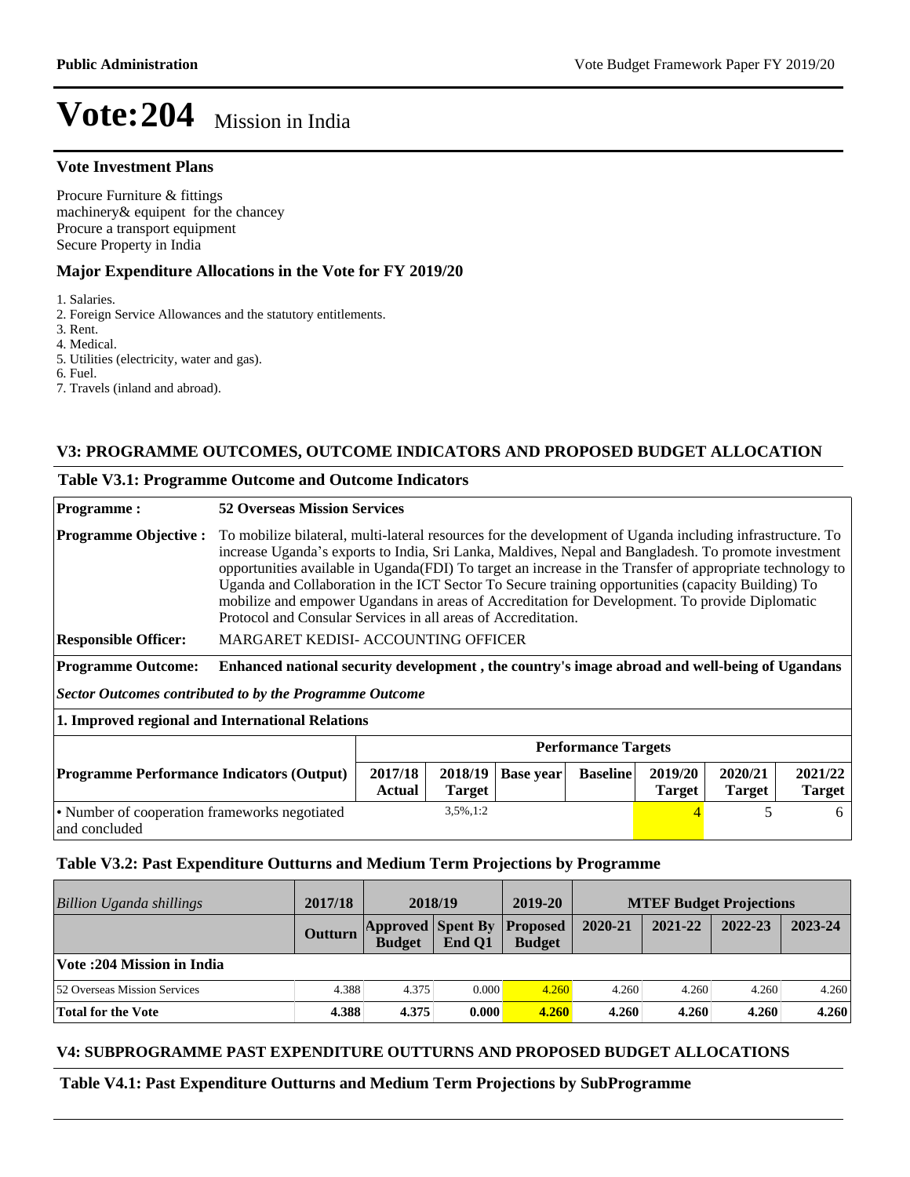# Vote:204 Mission in India

### Vote Investment Plans

Procure Furniture & fittings
machinery& equipent  for the chancey
Procure a transport equipment
Secure Property in India

### Major Expenditure Allocations in the Vote for FY 2019/20

1. Salaries.
2. Foreign Service Allowances and the statutory entitlements.
3. Rent.
4. Medical.
5. Utilities (electricity, water and gas).
6. Fuel.
7. Travels (inland and abroad).

## V3: PROGRAMME OUTCOMES, OUTCOME INDICATORS AND PROPOSED BUDGET ALLOCATION

### Table V3.1: Programme Outcome and Outcome Indicators

**Programme :** **52 Overseas Mission Services**

**Programme Objective :** To mobilize bilateral, multi-lateral resources for the development of Uganda including infrastructure. To increase Uganda's exports to India, Sri Lanka, Maldives, Nepal and Bangladesh. To promote investment opportunities available in Uganda(FDI) To target an increase in the Transfer of appropriate technology to Uganda and Collaboration in the ICT Sector To Secure training opportunities (capacity Building) To mobilize and empower Ugandans in areas of Accreditation for Development. To provide Diplomatic Protocol and Consular Services in all areas of Accreditation.

**Responsible Officer:** MARGARET KEDISI- ACCOUNTING OFFICER

**Programme Outcome:** **Enhanced national security development , the country's image abroad and well-being of Ugandans**

***Sector Outcomes contributed to by the Programme Outcome***

**1. Improved regional and International Relations**

| | Performance Targets | | | | | | |
|---|---|---|---|---|---|---|---|
| **Programme Performance Indicators (Output)** | **2017/18 Actual** | **2018/19 Target** | **Base year** | **Baseline** | **2019/20 Target** | **2020/21 Target** | **2021/22 Target** |
| • Number of cooperation frameworks negotiated and concluded | | 3,5%,1:2 | | | 4 | 5 | 6 |

### Table V3.2: Past Expenditure Outturns and Medium Term Projections by Programme

| *Billion Uganda shillings* | 2017/18 | 2018/19 | | 2019-20 | MTEF Budget Projections | | | |
|---|---|---|---|---|---|---|---|---|
| | **Outturn** | **Approved Budget** | **Spent By End Q1** | **Proposed Budget** | **2020-21** | **2021-22** | **2022-23** | **2023-24** |
| **Vote :204 Mission in India** | | | | | | | | |
| 52 Overseas Mission Services | 4.388 | 4.375 | 0.000 | 4.260 | 4.260 | 4.260 | 4.260 | 4.260 |
| **Total for the Vote** | **4.388** | **4.375** | **0.000** | **4.260** | **4.260** | **4.260** | **4.260** | **4.260** |

## V4: SUBPROGRAMME PAST EXPENDITURE OUTTURNS AND PROPOSED BUDGET ALLOCATIONS

### Table V4.1: Past Expenditure Outturns and Medium Term Projections by SubProgramme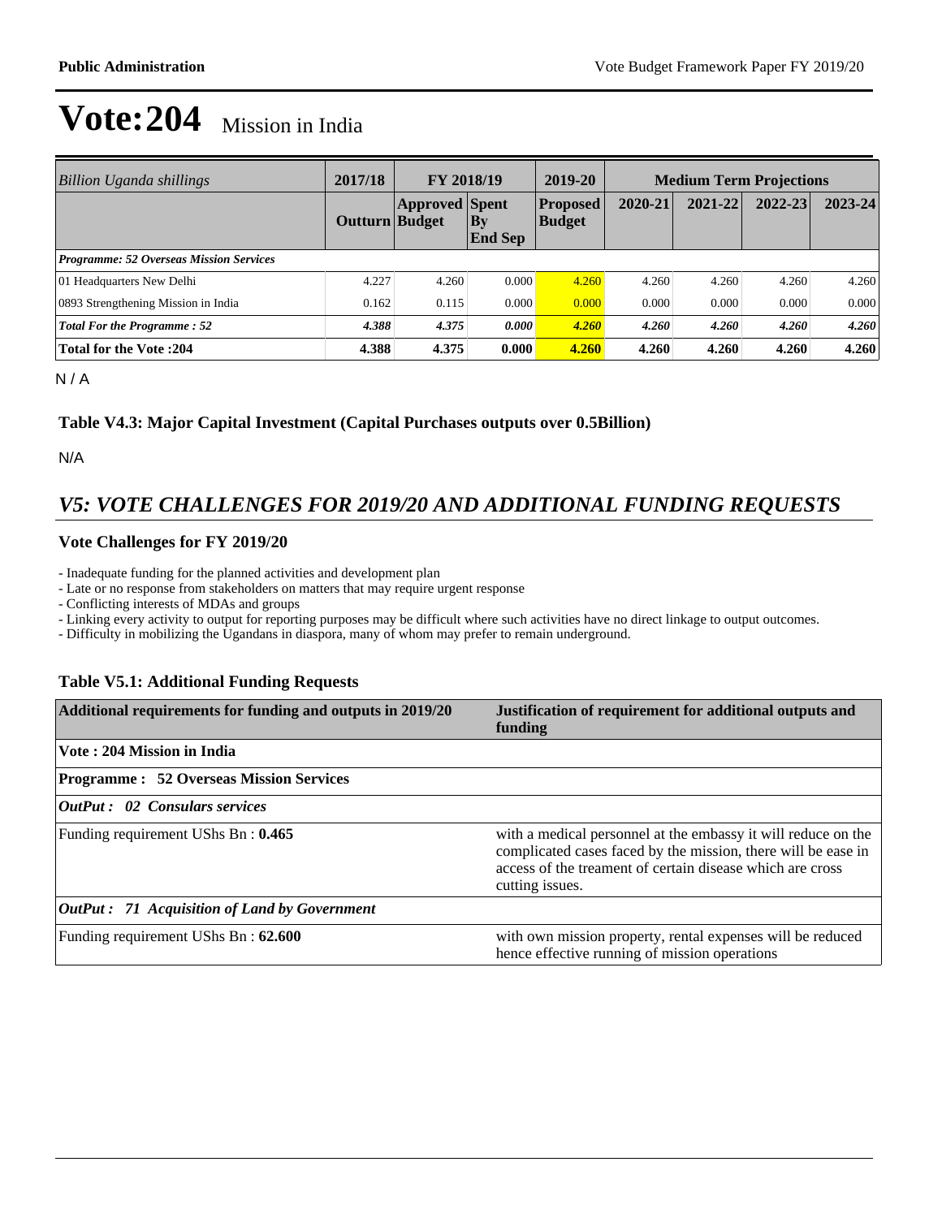# Vote:204 Mission in India

| *Billion Uganda shillings* | 2017/18 | FY 2018/19 | | 2019-20 | Medium Term Projections | | | |
|---|---|---|---|---|---|---|---|---|
| | Outturn | Approved Budget | Spent By End Sep | Proposed Budget | 2020-21 | 2021-22 | 2022-23 | 2023-24 |
| ***Programme: 52 Overseas Mission Services*** | | | | | | | | |
| 01 Headquarters New Delhi | 4.227 | 4.260 | 0.000 | 4.260 | 4.260 | 4.260 | 4.260 | 4.260 |
| 0893 Strengthening Mission in India | 0.162 | 0.115 | 0.000 | 0.000 | 0.000 | 0.000 | 0.000 | 0.000 |
| ***Total For the Programme : 52*** | ***4.388*** | ***4.375*** | ***0.000*** | ***4.260*** | ***4.260*** | ***4.260*** | ***4.260*** | ***4.260*** |
| **Total for the Vote :204** | **4.388** | **4.375** | **0.000** | **4.260** | **4.260** | **4.260** | **4.260** | **4.260** |

N / A

### Table V4.3: Major Capital Investment (Capital Purchases outputs over 0.5Billion)

N/A

## *V5: VOTE CHALLENGES FOR 2019/20 AND ADDITIONAL FUNDING REQUESTS*

### Vote Challenges for FY 2019/20

- Inadequate funding for the planned activities and development plan
- Late or no response from stakeholders on matters that may require urgent response
- Conflicting interests of MDAs and groups
- Linking every activity to output for reporting purposes may be difficult where such activities have no direct linkage to output outcomes.
- Difficulty in mobilizing the Ugandans in diaspora, many of whom may prefer to remain underground.

### Table V5.1: Additional Funding Requests

| Additional requirements for funding and outputs in 2019/20 | Justification of requirement for additional outputs and funding |
|---|---|
| **Vote : 204 Mission in India** | |
| **Programme : 52 Overseas Mission Services** | |
| ***OutPut : 02 Consulars services*** | |
| Funding requirement UShs Bn : **0.465** | with a medical personnel at the embassy it will reduce on the complicated cases faced by the mission, there will be ease in access of the treament of certain disease which are cross cutting issues. |
| ***OutPut : 71 Acquisition of Land by Government*** | |
| Funding requirement UShs Bn : **62.600** | with own mission property, rental expenses will be reduced hence effective running of mission operations |